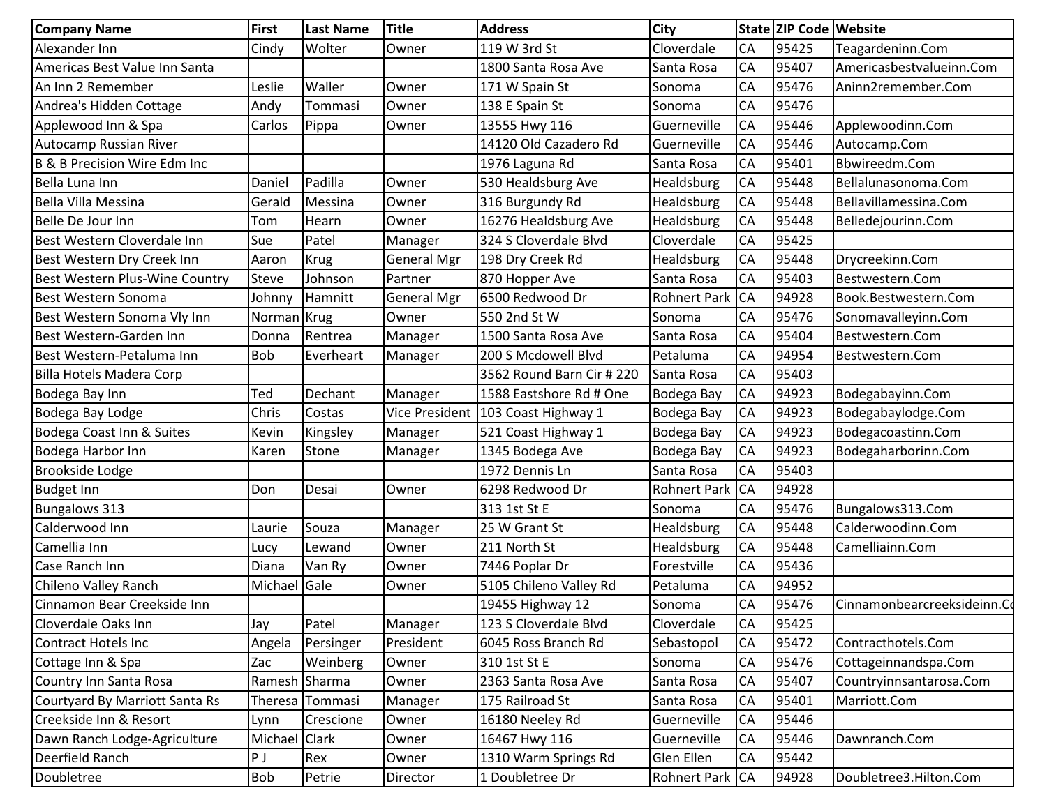| Company Name | First | Last Name | Title | Address | City | State | ZIP Code | Website |
|---|---|---|---|---|---|---|---|---|
| Alexander Inn | Cindy | Wolter | Owner | 119 W 3rd St | Cloverdale | CA | 95425 | Teagardeninn.Com |
| Americas Best Value Inn Santa | | | | 1800 Santa Rosa Ave | Santa Rosa | CA | 95407 | Americasbestvalueinn.Com |
| An Inn 2 Remember | Leslie | Waller | Owner | 171 W Spain St | Sonoma | CA | 95476 | Aninn2remember.Com |
| Andrea's Hidden Cottage | Andy | Tommasi | Owner | 138 E Spain St | Sonoma | CA | 95476 | |
| Applewood Inn & Spa | Carlos | Pippa | Owner | 13555 Hwy 116 | Guerneville | CA | 95446 | Applewoodinn.Com |
| Autocamp Russian River | | | | 14120 Old Cazadero Rd | Guerneville | CA | 95446 | Autocamp.Com |
| B & B Precision Wire Edm Inc | | | | 1976 Laguna Rd | Santa Rosa | CA | 95401 | Bbwireedm.Com |
| Bella Luna Inn | Daniel | Padilla | Owner | 530 Healdsburg Ave | Healdsburg | CA | 95448 | Bellalunasonoma.Com |
| Bella Villa Messina | Gerald | Messina | Owner | 316 Burgundy Rd | Healdsburg | CA | 95448 | Bellavillamessina.Com |
| Belle De Jour Inn | Tom | Hearn | Owner | 16276 Healdsburg Ave | Healdsburg | CA | 95448 | Belledejourinn.Com |
| Best Western Cloverdale Inn | Sue | Patel | Manager | 324 S Cloverdale Blvd | Cloverdale | CA | 95425 | |
| Best Western Dry Creek Inn | Aaron | Krug | General Mgr | 198 Dry Creek Rd | Healdsburg | CA | 95448 | Drycreekinn.Com |
| Best Western Plus-Wine Country | Steve | Johnson | Partner | 870 Hopper Ave | Santa Rosa | CA | 95403 | Bestwestern.Com |
| Best Western Sonoma | Johnny | Hamnitt | General Mgr | 6500 Redwood Dr | Rohnert Park | CA | 94928 | Book.Bestwestern.Com |
| Best Western Sonoma Vly Inn | Norman | Krug | Owner | 550 2nd St W | Sonoma | CA | 95476 | Sonomavalleyinn.Com |
| Best Western-Garden Inn | Donna | Rentrea | Manager | 1500 Santa Rosa Ave | Santa Rosa | CA | 95404 | Bestwestern.Com |
| Best Western-Petaluma Inn | Bob | Everheart | Manager | 200 S Mcdowell Blvd | Petaluma | CA | 94954 | Bestwestern.Com |
| Billa Hotels Madera Corp | | | | 3562 Round Barn Cir # 220 | Santa Rosa | CA | 95403 | |
| Bodega Bay Inn | Ted | Dechant | Manager | 1588 Eastshore Rd # One | Bodega Bay | CA | 94923 | Bodegabayinn.Com |
| Bodega Bay Lodge | Chris | Costas | Vice President | 103 Coast Highway 1 | Bodega Bay | CA | 94923 | Bodegabaylodge.Com |
| Bodega Coast Inn & Suites | Kevin | Kingsley | Manager | 521 Coast Highway 1 | Bodega Bay | CA | 94923 | Bodegacoastinn.Com |
| Bodega Harbor Inn | Karen | Stone | Manager | 1345 Bodega Ave | Bodega Bay | CA | 94923 | Bodegaharborinn.Com |
| Brookside Lodge | | | | 1972 Dennis Ln | Santa Rosa | CA | 95403 | |
| Budget Inn | Don | Desai | Owner | 6298 Redwood Dr | Rohnert Park | CA | 94928 | |
| Bungalows 313 | | | | 313 1st St E | Sonoma | CA | 95476 | Bungalows313.Com |
| Calderwood Inn | Laurie | Souza | Manager | 25 W Grant St | Healdsburg | CA | 95448 | Calderwoodinn.Com |
| Camellia Inn | Lucy | Lewand | Owner | 211 North St | Healdsburg | CA | 95448 | Camelliainn.Com |
| Case Ranch Inn | Diana | Van Ry | Owner | 7446 Poplar Dr | Forestville | CA | 95436 | |
| Chileno Valley Ranch | Michael | Gale | Owner | 5105 Chileno Valley Rd | Petaluma | CA | 94952 | |
| Cinnamon Bear Creekside Inn | | | | 19455 Highway 12 | Sonoma | CA | 95476 | Cinnamonbearcreeksideinn.Co |
| Cloverdale Oaks Inn | Jay | Patel | Manager | 123 S Cloverdale Blvd | Cloverdale | CA | 95425 | |
| Contract Hotels Inc | Angela | Persinger | President | 6045 Ross Branch Rd | Sebastopol | CA | 95472 | Contracthotels.Com |
| Cottage Inn & Spa | Zac | Weinberg | Owner | 310 1st St E | Sonoma | CA | 95476 | Cottageinnandspa.Com |
| Country Inn Santa Rosa | Ramesh | Sharma | Owner | 2363 Santa Rosa Ave | Santa Rosa | CA | 95407 | Countryinnsantarosa.Com |
| Courtyard By Marriott Santa Rs | Theresa | Tommasi | Manager | 175 Railroad St | Santa Rosa | CA | 95401 | Marriott.Com |
| Creekside Inn & Resort | Lynn | Crescione | Owner | 16180 Neeley Rd | Guerneville | CA | 95446 | |
| Dawn Ranch Lodge-Agriculture | Michael | Clark | Owner | 16467 Hwy 116 | Guerneville | CA | 95446 | Dawnranch.Com |
| Deerfield Ranch | P J | Rex | Owner | 1310 Warm Springs Rd | Glen Ellen | CA | 95442 | |
| Doubletree | Bob | Petrie | Director | 1 Doubletree Dr | Rohnert Park | CA | 94928 | Doubletree3.Hilton.Com |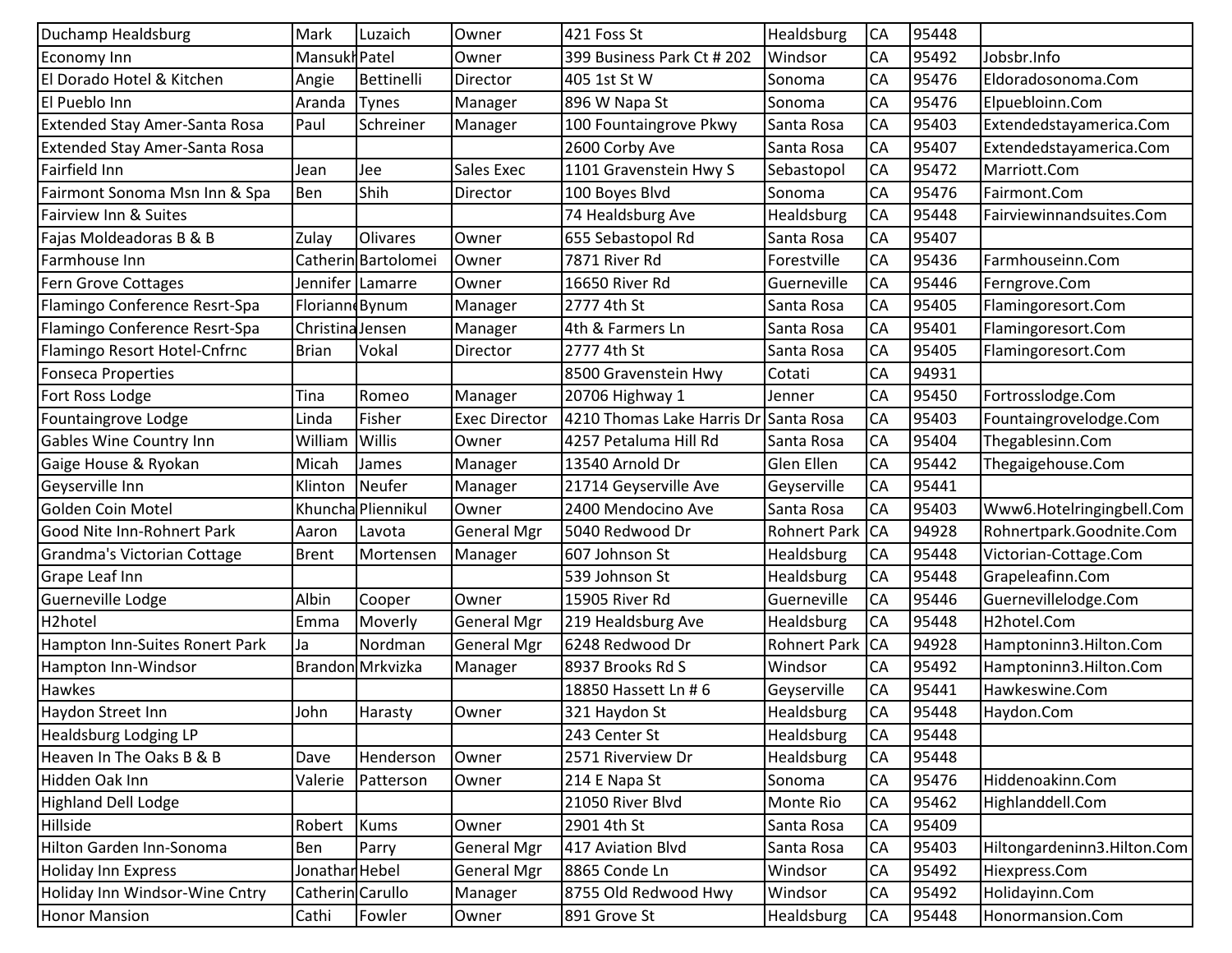| Duchamp Healdsburg | Mark | Luzaich | Owner | 421 Foss St | Healdsburg | CA | 95448 | |
|---|---|---|---|---|---|---|---|---|
| Economy Inn | Mansukh | Patel | Owner | 399 Business Park Ct # 202 | Windsor | CA | 95492 | Jobsbr.Info |
| El Dorado Hotel & Kitchen | Angie | Bettinelli | Director | 405 1st St W | Sonoma | CA | 95476 | Eldoradosonoma.Com |
| El Pueblo Inn | Aranda | Tynes | Manager | 896 W Napa St | Sonoma | CA | 95476 | Elpuebloinn.Com |
| Extended Stay Amer-Santa Rosa | Paul | Schreiner | Manager | 100 Fountaingrove Pkwy | Santa Rosa | CA | 95403 | Extendedstayamerica.Com |
| Extended Stay Amer-Santa Rosa | | | | 2600 Corby Ave | Santa Rosa | CA | 95407 | Extendedstayamerica.Com |
| Fairfield Inn | Jean | Jee | Sales Exec | 1101 Gravenstein Hwy S | Sebastopol | CA | 95472 | Marriott.Com |
| Fairmont Sonoma Msn Inn & Spa | Ben | Shih | Director | 100 Boyes Blvd | Sonoma | CA | 95476 | Fairmont.Com |
| Fairview Inn & Suites | | | | 74 Healdsburg Ave | Healdsburg | CA | 95448 | Fairviewinnandsuites.Com |
| Fajas Moldeadoras B & B | Zulay | Olivares | Owner | 655 Sebastopol Rd | Santa Rosa | CA | 95407 | |
| Farmhouse Inn | Catherin | Bartolomei | Owner | 7871 River Rd | Forestville | CA | 95436 | Farmhouseinn.Com |
| Fern Grove Cottages | Jennifer | Lamarre | Owner | 16650 River Rd | Guerneville | CA | 95446 | Ferngrove.Com |
| Flamingo Conference Resrt-Spa | Florianne | Bynum | Manager | 2777 4th St | Santa Rosa | CA | 95405 | Flamingoresort.Com |
| Flamingo Conference Resrt-Spa | Christina | Jensen | Manager | 4th & Farmers Ln | Santa Rosa | CA | 95401 | Flamingoresort.Com |
| Flamingo Resort Hotel-Cnfrnc | Brian | Vokal | Director | 2777 4th St | Santa Rosa | CA | 95405 | Flamingoresort.Com |
| Fonseca Properties | | | | 8500 Gravenstein Hwy | Cotati | CA | 94931 | |
| Fort Ross Lodge | Tina | Romeo | Manager | 20706 Highway 1 | Jenner | CA | 95450 | Fortrosslodge.Com |
| Fountaingrove Lodge | Linda | Fisher | Exec Director | 4210 Thomas Lake Harris Dr | Santa Rosa | CA | 95403 | Fountaingrovelodge.Com |
| Gables Wine Country Inn | William | Willis | Owner | 4257 Petaluma Hill Rd | Santa Rosa | CA | 95404 | Thegablesinn.Com |
| Gaige House & Ryokan | Micah | James | Manager | 13540 Arnold Dr | Glen Ellen | CA | 95442 | Thegaigehouse.Com |
| Geyserville Inn | Klinton | Neufer | Manager | 21714 Geyserville Ave | Geyserville | CA | 95441 | |
| Golden Coin Motel | Khuncha | Pliennikul | Owner | 2400 Mendocino Ave | Santa Rosa | CA | 95403 | Www6.Hotelringingbell.Com |
| Good Nite Inn-Rohnert Park | Aaron | Lavota | General Mgr | 5040 Redwood Dr | Rohnert Park | CA | 94928 | Rohnertpark.Goodnite.Com |
| Grandma's Victorian Cottage | Brent | Mortensen | Manager | 607 Johnson St | Healdsburg | CA | 95448 | Victorian-Cottage.Com |
| Grape Leaf Inn | | | | 539 Johnson St | Healdsburg | CA | 95448 | Grapeleafinn.Com |
| Guerneville Lodge | Albin | Cooper | Owner | 15905 River Rd | Guerneville | CA | 95446 | Guernevillelodge.Com |
| H2hotel | Emma | Moverly | General Mgr | 219 Healdsburg Ave | Healdsburg | CA | 95448 | H2hotel.Com |
| Hampton Inn-Suites Ronert Park | Ja | Nordman | General Mgr | 6248 Redwood Dr | Rohnert Park | CA | 94928 | Hamptoninn3.Hilton.Com |
| Hampton Inn-Windsor | Brandon | Mrkvizka | Manager | 8937 Brooks Rd S | Windsor | CA | 95492 | Hamptoninn3.Hilton.Com |
| Hawkes | | | | 18850 Hassett Ln # 6 | Geyserville | CA | 95441 | Hawkeswine.Com |
| Haydon Street Inn | John | Harasty | Owner | 321 Haydon St | Healdsburg | CA | 95448 | Haydon.Com |
| Healdsburg Lodging LP | | | | 243 Center St | Healdsburg | CA | 95448 | |
| Heaven In The Oaks B & B | Dave | Henderson | Owner | 2571 Riverview Dr | Healdsburg | CA | 95448 | |
| Hidden Oak Inn | Valerie | Patterson | Owner | 214 E Napa St | Sonoma | CA | 95476 | Hiddenoakinn.Com |
| Highland Dell Lodge | | | | 21050 River Blvd | Monte Rio | CA | 95462 | Highlanddell.Com |
| Hillside | Robert | Kums | Owner | 2901 4th St | Santa Rosa | CA | 95409 | |
| Hilton Garden Inn-Sonoma | Ben | Parry | General Mgr | 417 Aviation Blvd | Santa Rosa | CA | 95403 | Hiltongardeninn3.Hilton.Com |
| Holiday Inn Express | Jonathan | Hebel | General Mgr | 8865 Conde Ln | Windsor | CA | 95492 | Hiexpress.Com |
| Holiday Inn Windsor-Wine Cntry | Catherin | Carullo | Manager | 8755 Old Redwood Hwy | Windsor | CA | 95492 | Holidayinn.Com |
| Honor Mansion | Cathi | Fowler | Owner | 891 Grove St | Healdsburg | CA | 95448 | Honormansion.Com |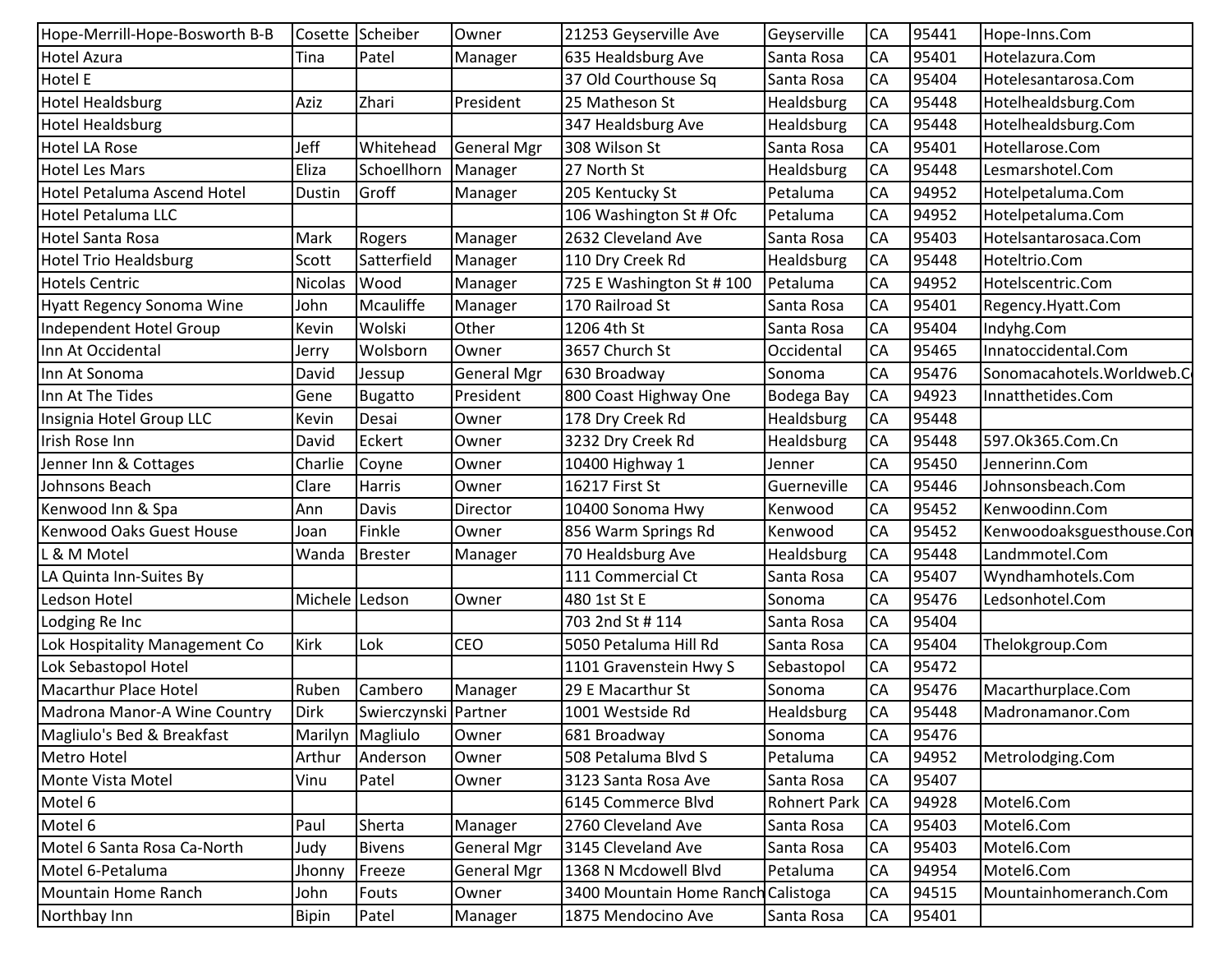| | | | | | | | | |
|---|---|---|---|---|---|---|---|---|
| Hope-Merrill-Hope-Bosworth B-B | Cosette | Scheiber | Owner | 21253 Geyserville Ave | Geyserville | CA | 95441 | Hope-Inns.Com |
| Hotel Azura | Tina | Patel | Manager | 635 Healdsburg Ave | Santa Rosa | CA | 95401 | Hotelazura.Com |
| Hotel E | | | | 37 Old Courthouse Sq | Santa Rosa | CA | 95404 | Hotelesantarosa.Com |
| Hotel Healdsburg | Aziz | Zhari | President | 25 Matheson St | Healdsburg | CA | 95448 | Hotelhealdsburg.Com |
| Hotel Healdsburg | | | | 347 Healdsburg Ave | Healdsburg | CA | 95448 | Hotelhealdsburg.Com |
| Hotel LA Rose | Jeff | Whitehead | General Mgr | 308 Wilson St | Santa Rosa | CA | 95401 | Hotellarose.Com |
| Hotel Les Mars | Eliza | Schoellhorn | Manager | 27 North St | Healdsburg | CA | 95448 | Lesmarshotel.Com |
| Hotel Petaluma Ascend Hotel | Dustin | Groff | Manager | 205 Kentucky St | Petaluma | CA | 94952 | Hotelpetaluma.Com |
| Hotel Petaluma LLC | | | | 106 Washington St # Ofc | Petaluma | CA | 94952 | Hotelpetaluma.Com |
| Hotel Santa Rosa | Mark | Rogers | Manager | 2632 Cleveland Ave | Santa Rosa | CA | 95403 | Hotelsantarosaca.Com |
| Hotel Trio Healdsburg | Scott | Satterfield | Manager | 110 Dry Creek Rd | Healdsburg | CA | 95448 | Hoteltrio.Com |
| Hotels Centric | Nicolas | Wood | Manager | 725 E Washington St # 100 | Petaluma | CA | 94952 | Hotelscentric.Com |
| Hyatt Regency Sonoma Wine | John | Mcauliffe | Manager | 170 Railroad St | Santa Rosa | CA | 95401 | Regency.Hyatt.Com |
| Independent Hotel Group | Kevin | Wolski | Other | 1206 4th St | Santa Rosa | CA | 95404 | Indyhg.Com |
| Inn At Occidental | Jerry | Wolsborn | Owner | 3657 Church St | Occidental | CA | 95465 | Innatoccidental.Com |
| Inn At Sonoma | David | Jessup | General Mgr | 630 Broadway | Sonoma | CA | 95476 | Sonomacahotels.Worldweb.C |
| Inn At The Tides | Gene | Bugatto | President | 800 Coast Highway One | Bodega Bay | CA | 94923 | Innatthetides.Com |
| Insignia Hotel Group LLC | Kevin | Desai | Owner | 178 Dry Creek Rd | Healdsburg | CA | 95448 | |
| Irish Rose Inn | David | Eckert | Owner | 3232 Dry Creek Rd | Healdsburg | CA | 95448 | 597.Ok365.Com.Cn |
| Jenner Inn & Cottages | Charlie | Coyne | Owner | 10400 Highway 1 | Jenner | CA | 95450 | Jennerinn.Com |
| Johnsons Beach | Clare | Harris | Owner | 16217 First St | Guerneville | CA | 95446 | Johnsonsbeach.Com |
| Kenwood Inn & Spa | Ann | Davis | Director | 10400 Sonoma Hwy | Kenwood | CA | 95452 | Kenwoodinn.Com |
| Kenwood Oaks Guest House | Joan | Finkle | Owner | 856 Warm Springs Rd | Kenwood | CA | 95452 | Kenwoodoaksguesthouse.Con |
| L & M Motel | Wanda | Brester | Manager | 70 Healdsburg Ave | Healdsburg | CA | 95448 | Landmmotel.Com |
| LA Quinta Inn-Suites By | | | | 111 Commercial Ct | Santa Rosa | CA | 95407 | Wyndhamhotels.Com |
| Ledson Hotel | Michele | Ledson | Owner | 480 1st St E | Sonoma | CA | 95476 | Ledsonhotel.Com |
| Lodging Re Inc | | | | 703 2nd St # 114 | Santa Rosa | CA | 95404 | |
| Lok Hospitality Management Co | Kirk | Lok | CEO | 5050 Petaluma Hill Rd | Santa Rosa | CA | 95404 | Thelokgroup.Com |
| Lok Sebastopol Hotel | | | | 1101 Gravenstein Hwy S | Sebastopol | CA | 95472 | |
| Macarthur Place Hotel | Ruben | Cambero | Manager | 29 E Macarthur St | Sonoma | CA | 95476 | Macarthurplace.Com |
| Madrona Manor-A Wine Country | Dirk | Swierczynski | Partner | 1001 Westside Rd | Healdsburg | CA | 95448 | Madronamanor.Com |
| Magliulo's Bed & Breakfast | Marilyn | Magliulo | Owner | 681 Broadway | Sonoma | CA | 95476 | |
| Metro Hotel | Arthur | Anderson | Owner | 508 Petaluma Blvd S | Petaluma | CA | 94952 | Metrolodging.Com |
| Monte Vista Motel | Vinu | Patel | Owner | 3123 Santa Rosa Ave | Santa Rosa | CA | 95407 | |
| Motel 6 | | | | 6145 Commerce Blvd | Rohnert Park | CA | 94928 | Motel6.Com |
| Motel 6 | Paul | Sherta | Manager | 2760 Cleveland Ave | Santa Rosa | CA | 95403 | Motel6.Com |
| Motel 6 Santa Rosa Ca-North | Judy | Bivens | General Mgr | 3145 Cleveland Ave | Santa Rosa | CA | 95403 | Motel6.Com |
| Motel 6-Petaluma | Jhonny | Freeze | General Mgr | 1368 N Mcdowell Blvd | Petaluma | CA | 94954 | Motel6.Com |
| Mountain Home Ranch | John | Fouts | Owner | 3400 Mountain Home Ranch | Calistoga | CA | 94515 | Mountainhomeranch.Com |
| Northbay Inn | Bipin | Patel | Manager | 1875 Mendocino Ave | Santa Rosa | CA | 95401 | |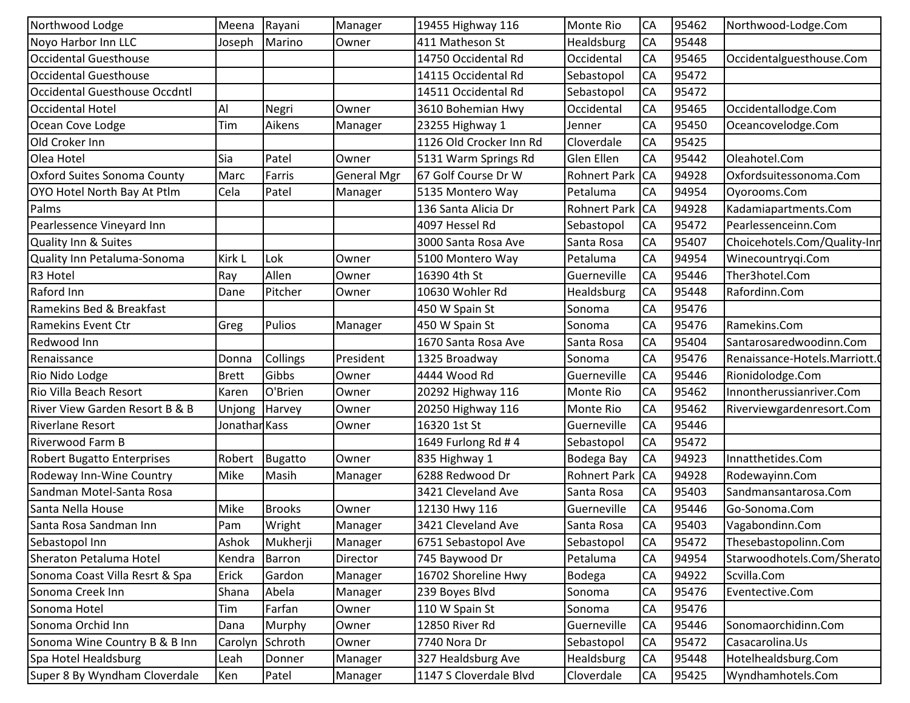| Northwood Lodge | Meena | Rayani | Manager | 19455 Highway 116 | Monte Rio | CA | 95462 | Northwood-Lodge.Com |
|---|---|---|---|---|---|---|---|---|
| Noyo Harbor Inn LLC | Joseph | Marino | Owner | 411 Matheson St | Healdsburg | CA | 95448 | |
| Occidental Guesthouse | | | | 14750 Occidental Rd | Occidental | CA | 95465 | Occidentalguesthouse.Com |
| Occidental Guesthouse | | | | 14115 Occidental Rd | Sebastopol | CA | 95472 | |
| Occidental Guesthouse Occdntl | | | | 14511 Occidental Rd | Sebastopol | CA | 95472 | |
| Occidental Hotel | Al | Negri | Owner | 3610 Bohemian Hwy | Occidental | CA | 95465 | Occidentallodge.Com |
| Ocean Cove Lodge | Tim | Aikens | Manager | 23255 Highway 1 | Jenner | CA | 95450 | Oceancovelodge.Com |
| Old Croker Inn | | | | 1126 Old Crocker Inn Rd | Cloverdale | CA | 95425 | |
| Olea Hotel | Sia | Patel | Owner | 5131 Warm Springs Rd | Glen Ellen | CA | 95442 | Oleahotel.Com |
| Oxford Suites Sonoma County | Marc | Farris | General Mgr | 67 Golf Course Dr W | Rohnert Park | CA | 94928 | Oxfordsuitessonoma.Com |
| OYO Hotel North Bay At Ptlm | Cela | Patel | Manager | 5135 Montero Way | Petaluma | CA | 94954 | Oyorooms.Com |
| Palms | | | | 136 Santa Alicia Dr | Rohnert Park | CA | 94928 | Kadamiapartments.Com |
| Pearlessence Vineyard Inn | | | | 4097 Hessel Rd | Sebastopol | CA | 95472 | Pearlessenceinn.Com |
| Quality Inn & Suites | | | | 3000 Santa Rosa Ave | Santa Rosa | CA | 95407 | Choicehotels.Com/Quality-Inn |
| Quality Inn Petaluma-Sonoma | Kirk L | Lok | Owner | 5100 Montero Way | Petaluma | CA | 94954 | Winecountryqi.Com |
| R3 Hotel | Ray | Allen | Owner | 16390 4th St | Guerneville | CA | 95446 | Ther3hotel.Com |
| Raford Inn | Dane | Pitcher | Owner | 10630 Wohler Rd | Healdsburg | CA | 95448 | Rafordinn.Com |
| Ramekins Bed & Breakfast | | | | 450 W Spain St | Sonoma | CA | 95476 | |
| Ramekins Event Ctr | Greg | Pulios | Manager | 450 W Spain St | Sonoma | CA | 95476 | Ramekins.Com |
| Redwood Inn | | | | 1670 Santa Rosa Ave | Santa Rosa | CA | 95404 | Santarosaredwoodinn.Com |
| Renaissance | Donna | Collings | President | 1325 Broadway | Sonoma | CA | 95476 | Renaissance-Hotels.Marriott.C |
| Rio Nido Lodge | Brett | Gibbs | Owner | 4444 Wood Rd | Guerneville | CA | 95446 | Rionidolodge.Com |
| Rio Villa Beach Resort | Karen | O'Brien | Owner | 20292 Highway 116 | Monte Rio | CA | 95462 | Innontherussianriver.Com |
| River View Garden Resort B & B | Unjong | Harvey | Owner | 20250 Highway 116 | Monte Rio | CA | 95462 | Riverviewgardenresort.Com |
| Riverlane Resort | Jonathan | Kass | Owner | 16320 1st St | Guerneville | CA | 95446 | |
| Riverwood Farm B | | | | 1649 Furlong Rd # 4 | Sebastopol | CA | 95472 | |
| Robert Bugatto Enterprises | Robert | Bugatto | Owner | 835 Highway 1 | Bodega Bay | CA | 94923 | Innatthetides.Com |
| Rodeway Inn-Wine Country | Mike | Masih | Manager | 6288 Redwood Dr | Rohnert Park | CA | 94928 | Rodewayinn.Com |
| Sandman Motel-Santa Rosa | | | | 3421 Cleveland Ave | Santa Rosa | CA | 95403 | Sandmansantarosa.Com |
| Santa Nella House | Mike | Brooks | Owner | 12130 Hwy 116 | Guerneville | CA | 95446 | Go-Sonoma.Com |
| Santa Rosa Sandman Inn | Pam | Wright | Manager | 3421 Cleveland Ave | Santa Rosa | CA | 95403 | Vagabondinn.Com |
| Sebastopol Inn | Ashok | Mukherji | Manager | 6751 Sebastopol Ave | Sebastopol | CA | 95472 | Thesebastopolinn.Com |
| Sheraton Petaluma Hotel | Kendra | Barron | Director | 745 Baywood Dr | Petaluma | CA | 94954 | Starwoodhotels.Com/Sherato |
| Sonoma Coast Villa Resrt & Spa | Erick | Gardon | Manager | 16702 Shoreline Hwy | Bodega | CA | 94922 | Scvilla.Com |
| Sonoma Creek Inn | Shana | Abela | Manager | 239 Boyes Blvd | Sonoma | CA | 95476 | Eventective.Com |
| Sonoma Hotel | Tim | Farfan | Owner | 110 W Spain St | Sonoma | CA | 95476 | |
| Sonoma Orchid Inn | Dana | Murphy | Owner | 12850 River Rd | Guerneville | CA | 95446 | Sonomaorchidinn.Com |
| Sonoma Wine Country B & B Inn | Carolyn | Schroth | Owner | 7740 Nora Dr | Sebastopol | CA | 95472 | Casacarolina.Us |
| Spa Hotel Healdsburg | Leah | Donner | Manager | 327 Healdsburg Ave | Healdsburg | CA | 95448 | Hotelhealdsburg.Com |
| Super 8 By Wyndham Cloverdale | Ken | Patel | Manager | 1147 S Cloverdale Blvd | Cloverdale | CA | 95425 | Wyndhamhotels.Com |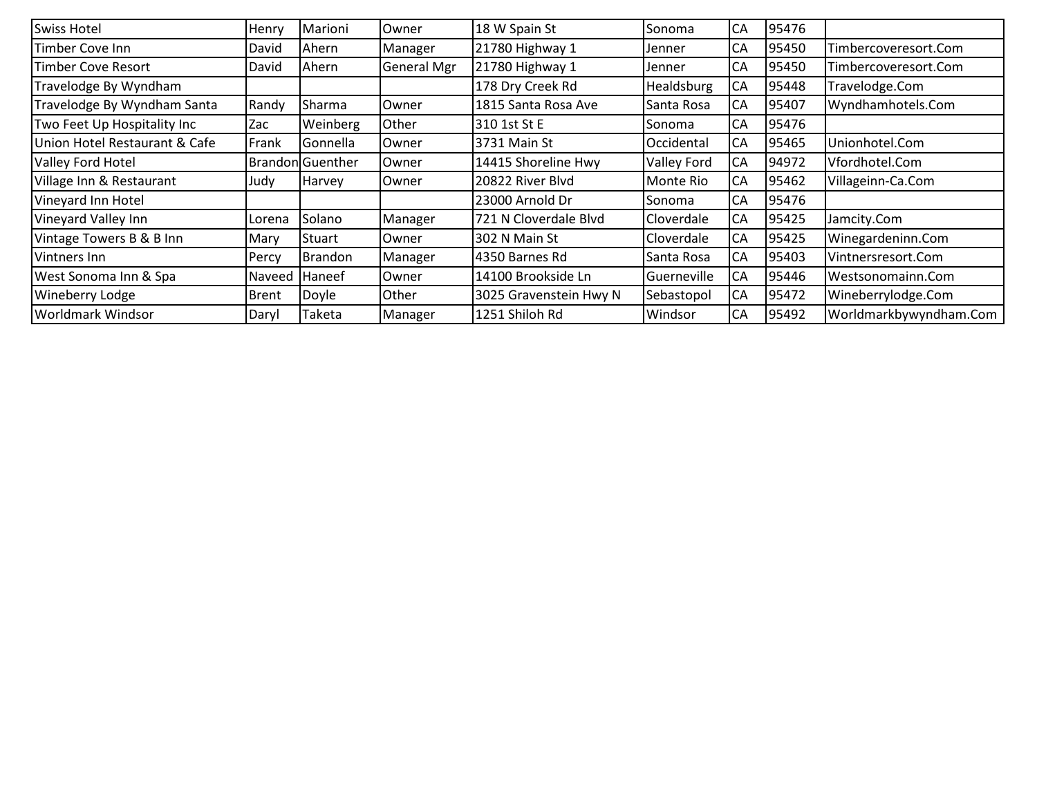| | | | | | | | | |
|---|---|---|---|---|---|---|---|---|
| Swiss Hotel | Henry | Marioni | Owner | 18 W Spain St | Sonoma | CA | 95476 | |
| Timber Cove Inn | David | Ahern | Manager | 21780 Highway 1 | Jenner | CA | 95450 | Timbercoveresort.Com |
| Timber Cove Resort | David | Ahern | General Mgr | 21780 Highway 1 | Jenner | CA | 95450 | Timbercoveresort.Com |
| Travelodge By Wyndham | | | | 178 Dry Creek Rd | Healdsburg | CA | 95448 | Travelodge.Com |
| Travelodge By Wyndham Santa | Randy | Sharma | Owner | 1815 Santa Rosa Ave | Santa Rosa | CA | 95407 | Wyndhamhotels.Com |
| Two Feet Up Hospitality Inc | Zac | Weinberg | Other | 310 1st St E | Sonoma | CA | 95476 | |
| Union Hotel Restaurant & Cafe | Frank | Gonnella | Owner | 3731 Main St | Occidental | CA | 95465 | Unionhotel.Com |
| Valley Ford Hotel | Brandon | Guenther | Owner | 14415 Shoreline Hwy | Valley Ford | CA | 94972 | Vfordhotel.Com |
| Village Inn & Restaurant | Judy | Harvey | Owner | 20822 River Blvd | Monte Rio | CA | 95462 | Villageinn-Ca.Com |
| Vineyard Inn Hotel | | | | 23000 Arnold Dr | Sonoma | CA | 95476 | |
| Vineyard Valley Inn | Lorena | Solano | Manager | 721 N Cloverdale Blvd | Cloverdale | CA | 95425 | Jamcity.Com |
| Vintage Towers B & B Inn | Mary | Stuart | Owner | 302 N Main St | Cloverdale | CA | 95425 | Winegardeninn.Com |
| Vintners Inn | Percy | Brandon | Manager | 4350 Barnes Rd | Santa Rosa | CA | 95403 | Vintnersresort.Com |
| West Sonoma Inn & Spa | Naveed | Haneef | Owner | 14100 Brookside Ln | Guerneville | CA | 95446 | Westsonomainn.Com |
| Wineberry Lodge | Brent | Doyle | Other | 3025 Gravenstein Hwy N | Sebastopol | CA | 95472 | Wineberrylodge.Com |
| Worldmark Windsor | Daryl | Taketa | Manager | 1251 Shiloh Rd | Windsor | CA | 95492 | Worldmarkbywyndham.Com |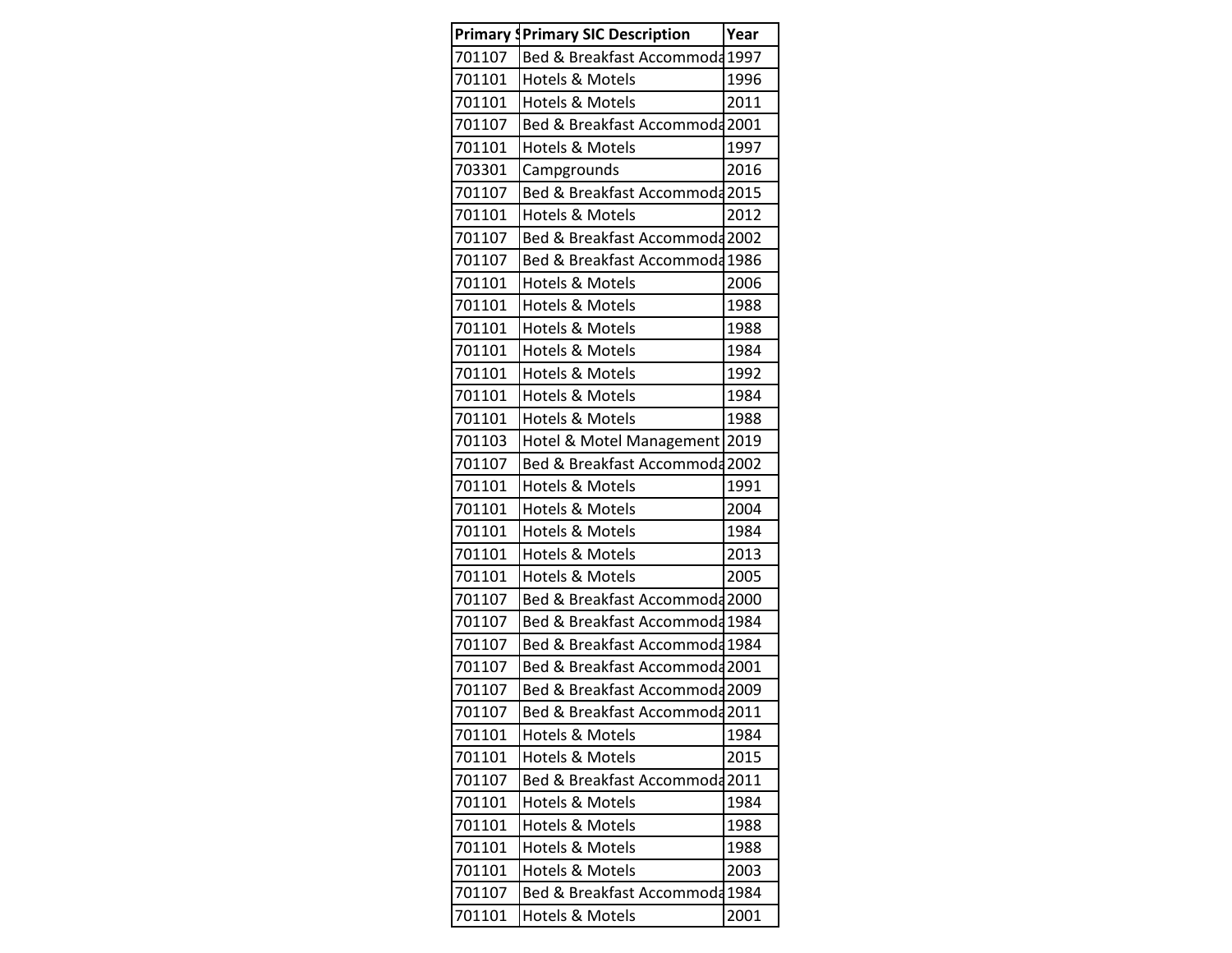| Primary S | Primary SIC Description | Year |
|---|---|---|
| 701107 | Bed & Breakfast Accommoda | 1997 |
| 701101 | Hotels & Motels | 1996 |
| 701101 | Hotels & Motels | 2011 |
| 701107 | Bed & Breakfast Accommoda | 2001 |
| 701101 | Hotels & Motels | 1997 |
| 703301 | Campgrounds | 2016 |
| 701107 | Bed & Breakfast Accommoda | 2015 |
| 701101 | Hotels & Motels | 2012 |
| 701107 | Bed & Breakfast Accommoda | 2002 |
| 701107 | Bed & Breakfast Accommoda | 1986 |
| 701101 | Hotels & Motels | 2006 |
| 701101 | Hotels & Motels | 1988 |
| 701101 | Hotels & Motels | 1988 |
| 701101 | Hotels & Motels | 1984 |
| 701101 | Hotels & Motels | 1992 |
| 701101 | Hotels & Motels | 1984 |
| 701101 | Hotels & Motels | 1988 |
| 701103 | Hotel & Motel Management | 2019 |
| 701107 | Bed & Breakfast Accommoda | 2002 |
| 701101 | Hotels & Motels | 1991 |
| 701101 | Hotels & Motels | 2004 |
| 701101 | Hotels & Motels | 1984 |
| 701101 | Hotels & Motels | 2013 |
| 701101 | Hotels & Motels | 2005 |
| 701107 | Bed & Breakfast Accommoda | 2000 |
| 701107 | Bed & Breakfast Accommoda | 1984 |
| 701107 | Bed & Breakfast Accommoda | 1984 |
| 701107 | Bed & Breakfast Accommoda | 2001 |
| 701107 | Bed & Breakfast Accommoda | 2009 |
| 701107 | Bed & Breakfast Accommoda | 2011 |
| 701101 | Hotels & Motels | 1984 |
| 701101 | Hotels & Motels | 2015 |
| 701107 | Bed & Breakfast Accommoda | 2011 |
| 701101 | Hotels & Motels | 1984 |
| 701101 | Hotels & Motels | 1988 |
| 701101 | Hotels & Motels | 1988 |
| 701101 | Hotels & Motels | 2003 |
| 701107 | Bed & Breakfast Accommoda | 1984 |
| 701101 | Hotels & Motels | 2001 |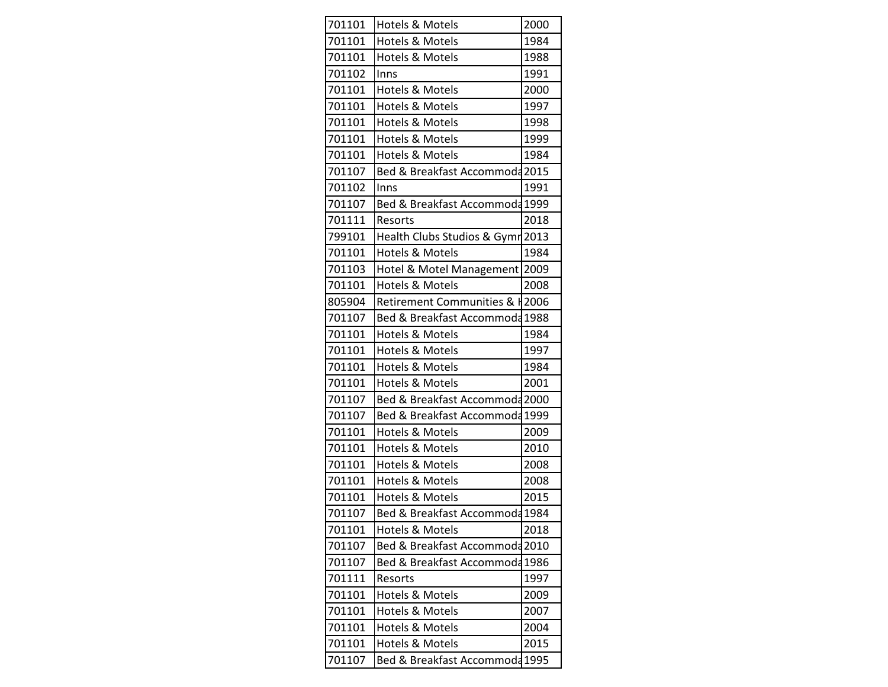| | | |
|---|---|---|
| 701101 | Hotels & Motels | 2000 |
| 701101 | Hotels & Motels | 1984 |
| 701101 | Hotels & Motels | 1988 |
| 701102 | Inns | 1991 |
| 701101 | Hotels & Motels | 2000 |
| 701101 | Hotels & Motels | 1997 |
| 701101 | Hotels & Motels | 1998 |
| 701101 | Hotels & Motels | 1999 |
| 701101 | Hotels & Motels | 1984 |
| 701107 | Bed & Breakfast Accommoda | 2015 |
| 701102 | Inns | 1991 |
| 701107 | Bed & Breakfast Accommoda | 1999 |
| 701111 | Resorts | 2018 |
| 799101 | Health Clubs Studios & Gymn | 2013 |
| 701101 | Hotels & Motels | 1984 |
| 701103 | Hotel & Motel Management | 2009 |
| 701101 | Hotels & Motels | 2008 |
| 805904 | Retirement Communities & H | 2006 |
| 701107 | Bed & Breakfast Accommoda | 1988 |
| 701101 | Hotels & Motels | 1984 |
| 701101 | Hotels & Motels | 1997 |
| 701101 | Hotels & Motels | 1984 |
| 701101 | Hotels & Motels | 2001 |
| 701107 | Bed & Breakfast Accommoda | 2000 |
| 701107 | Bed & Breakfast Accommoda | 1999 |
| 701101 | Hotels & Motels | 2009 |
| 701101 | Hotels & Motels | 2010 |
| 701101 | Hotels & Motels | 2008 |
| 701101 | Hotels & Motels | 2008 |
| 701101 | Hotels & Motels | 2015 |
| 701107 | Bed & Breakfast Accommoda | 1984 |
| 701101 | Hotels & Motels | 2018 |
| 701107 | Bed & Breakfast Accommoda | 2010 |
| 701107 | Bed & Breakfast Accommoda | 1986 |
| 701111 | Resorts | 1997 |
| 701101 | Hotels & Motels | 2009 |
| 701101 | Hotels & Motels | 2007 |
| 701101 | Hotels & Motels | 2004 |
| 701101 | Hotels & Motels | 2015 |
| 701107 | Bed & Breakfast Accommoda | 1995 |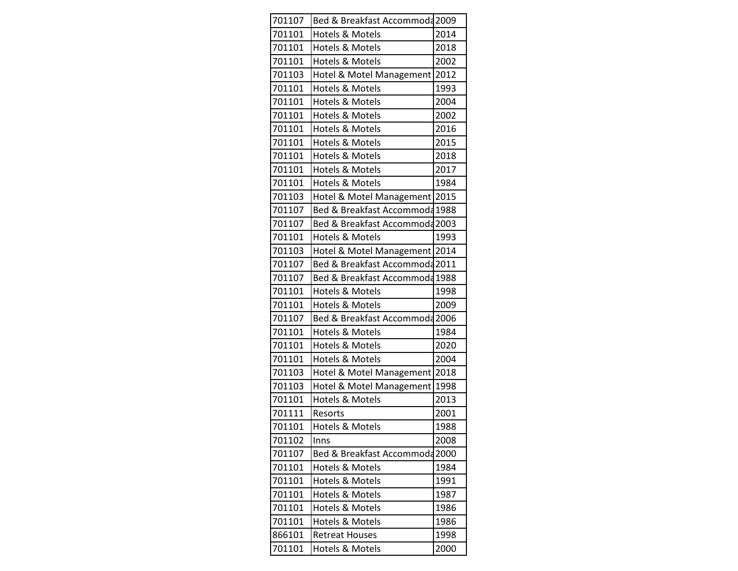| 701107 | Bed & Breakfast Accommoda | 2009 |
|---|---|---|
| 701101 | Hotels & Motels | 2014 |
| 701101 | Hotels & Motels | 2018 |
| 701101 | Hotels & Motels | 2002 |
| 701103 | Hotel & Motel Management | 2012 |
| 701101 | Hotels & Motels | 1993 |
| 701101 | Hotels & Motels | 2004 |
| 701101 | Hotels & Motels | 2002 |
| 701101 | Hotels & Motels | 2016 |
| 701101 | Hotels & Motels | 2015 |
| 701101 | Hotels & Motels | 2018 |
| 701101 | Hotels & Motels | 2017 |
| 701101 | Hotels & Motels | 1984 |
| 701103 | Hotel & Motel Management | 2015 |
| 701107 | Bed & Breakfast Accommoda | 1988 |
| 701107 | Bed & Breakfast Accommoda | 2003 |
| 701101 | Hotels & Motels | 1993 |
| 701103 | Hotel & Motel Management | 2014 |
| 701107 | Bed & Breakfast Accommoda | 2011 |
| 701107 | Bed & Breakfast Accommoda | 1988 |
| 701101 | Hotels & Motels | 1998 |
| 701101 | Hotels & Motels | 2009 |
| 701107 | Bed & Breakfast Accommoda | 2006 |
| 701101 | Hotels & Motels | 1984 |
| 701101 | Hotels & Motels | 2020 |
| 701101 | Hotels & Motels | 2004 |
| 701103 | Hotel & Motel Management | 2018 |
| 701103 | Hotel & Motel Management | 1998 |
| 701101 | Hotels & Motels | 2013 |
| 701111 | Resorts | 2001 |
| 701101 | Hotels & Motels | 1988 |
| 701102 | Inns | 2008 |
| 701107 | Bed & Breakfast Accommoda | 2000 |
| 701101 | Hotels & Motels | 1984 |
| 701101 | Hotels & Motels | 1991 |
| 701101 | Hotels & Motels | 1987 |
| 701101 | Hotels & Motels | 1986 |
| 701101 | Hotels & Motels | 1986 |
| 866101 | Retreat Houses | 1998 |
| 701101 | Hotels & Motels | 2000 |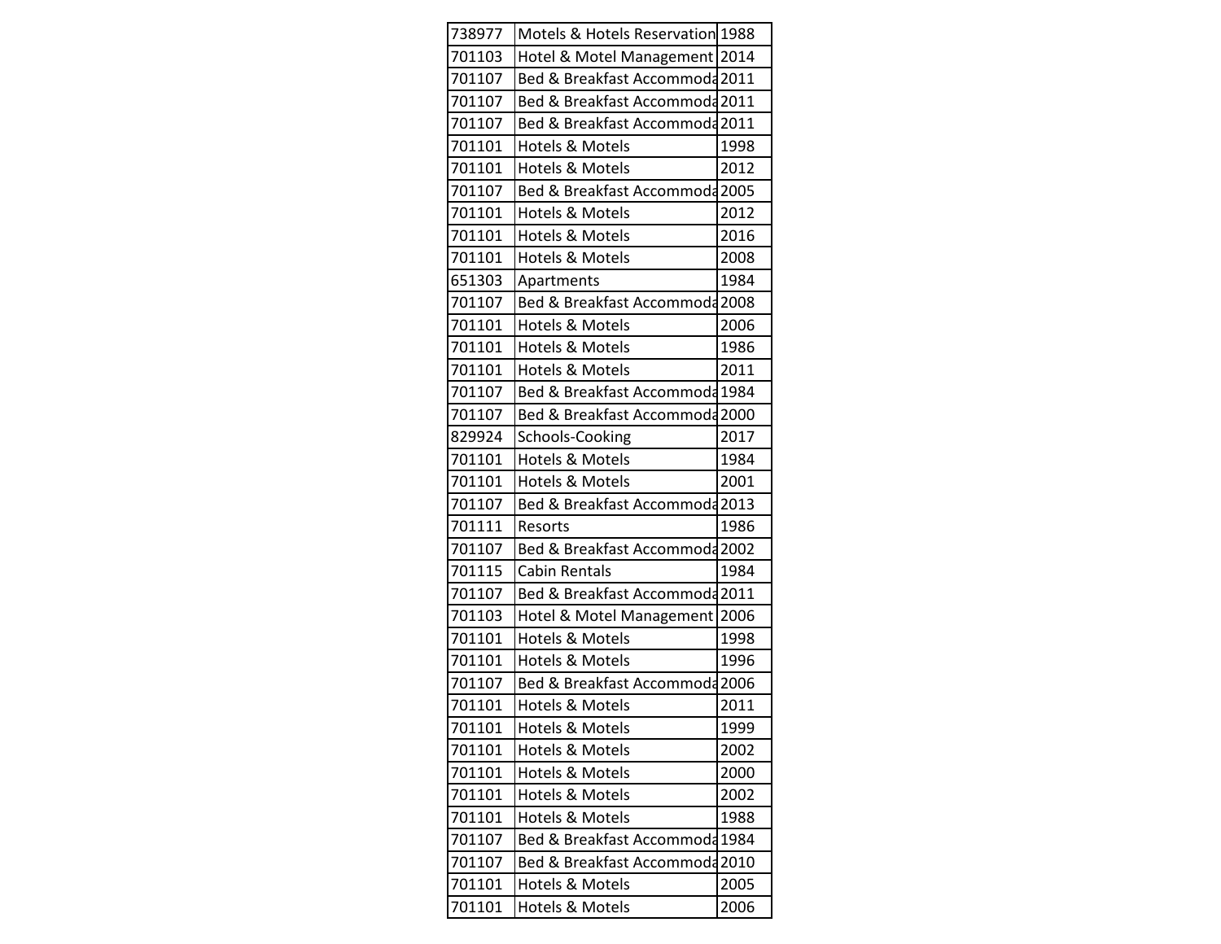| | | |
|---|---|---|
| 738977 | Motels & Hotels Reservation | 1988 |
| 701103 | Hotel & Motel Management | 2014 |
| 701107 | Bed & Breakfast Accommoda | 2011 |
| 701107 | Bed & Breakfast Accommoda | 2011 |
| 701107 | Bed & Breakfast Accommoda | 2011 |
| 701101 | Hotels & Motels | 1998 |
| 701101 | Hotels & Motels | 2012 |
| 701107 | Bed & Breakfast Accommoda | 2005 |
| 701101 | Hotels & Motels | 2012 |
| 701101 | Hotels & Motels | 2016 |
| 701101 | Hotels & Motels | 2008 |
| 651303 | Apartments | 1984 |
| 701107 | Bed & Breakfast Accommoda | 2008 |
| 701101 | Hotels & Motels | 2006 |
| 701101 | Hotels & Motels | 1986 |
| 701101 | Hotels & Motels | 2011 |
| 701107 | Bed & Breakfast Accommoda | 1984 |
| 701107 | Bed & Breakfast Accommoda | 2000 |
| 829924 | Schools-Cooking | 2017 |
| 701101 | Hotels & Motels | 1984 |
| 701101 | Hotels & Motels | 2001 |
| 701107 | Bed & Breakfast Accommoda | 2013 |
| 701111 | Resorts | 1986 |
| 701107 | Bed & Breakfast Accommoda | 2002 |
| 701115 | Cabin Rentals | 1984 |
| 701107 | Bed & Breakfast Accommoda | 2011 |
| 701103 | Hotel & Motel Management | 2006 |
| 701101 | Hotels & Motels | 1998 |
| 701101 | Hotels & Motels | 1996 |
| 701107 | Bed & Breakfast Accommoda | 2006 |
| 701101 | Hotels & Motels | 2011 |
| 701101 | Hotels & Motels | 1999 |
| 701101 | Hotels & Motels | 2002 |
| 701101 | Hotels & Motels | 2000 |
| 701101 | Hotels & Motels | 2002 |
| 701101 | Hotels & Motels | 1988 |
| 701107 | Bed & Breakfast Accommoda | 1984 |
| 701107 | Bed & Breakfast Accommoda | 2010 |
| 701101 | Hotels & Motels | 2005 |
| 701101 | Hotels & Motels | 2006 |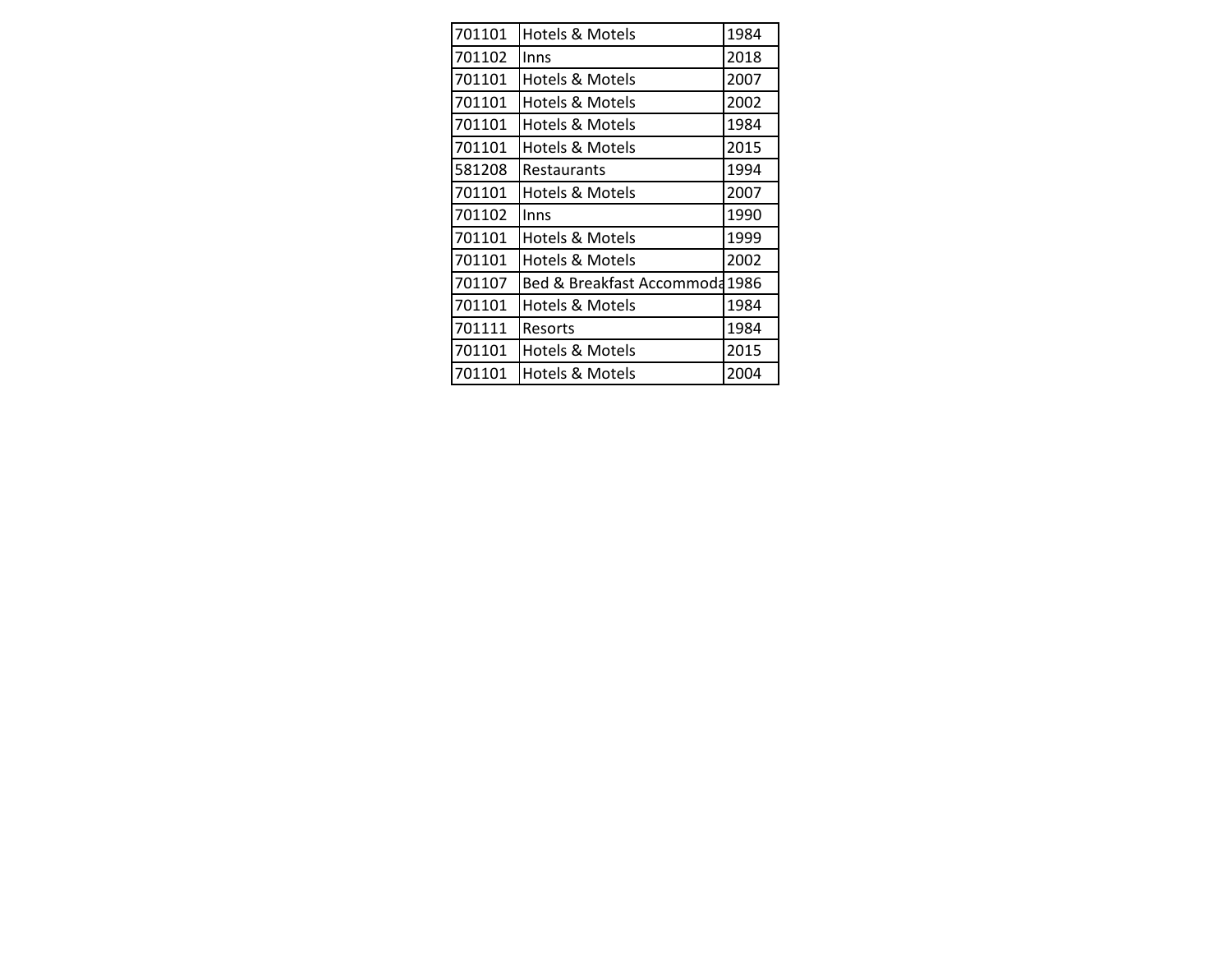| | | |
|---|---|---|
| 701101 | Hotels & Motels | 1984 |
| 701102 | Inns | 2018 |
| 701101 | Hotels & Motels | 2007 |
| 701101 | Hotels & Motels | 2002 |
| 701101 | Hotels & Motels | 1984 |
| 701101 | Hotels & Motels | 2015 |
| 581208 | Restaurants | 1994 |
| 701101 | Hotels & Motels | 2007 |
| 701102 | Inns | 1990 |
| 701101 | Hotels & Motels | 1999 |
| 701101 | Hotels & Motels | 2002 |
| 701107 | Bed & Breakfast Accommoda | 1986 |
| 701101 | Hotels & Motels | 1984 |
| 701111 | Resorts | 1984 |
| 701101 | Hotels & Motels | 2015 |
| 701101 | Hotels & Motels | 2004 |